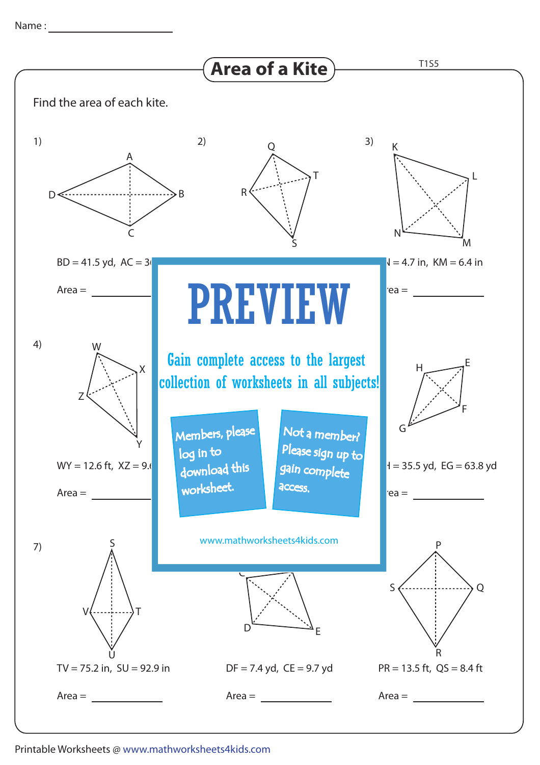Name : ____________________

# Area of a Kite

T1S5

Find the area of each kite.

1)

BD = 41.5 yd, AC = 3

Area = ____________

3)

N = 4.7 in, KM = 6.4 in

rea = ____________

4)

WY = 12.6 ft, XZ = 9.

Area = ____________

H = 35.5 yd, EG = 63.8 yd

rea = ____________

# PREVIEW

Gain complete access to the largest collection of worksheets in all subjects!

Members, please log in to download this worksheet.

Not a member? Please sign up to gain complete access.

www.mathworksheets4kids.com

7)

TV = 75.2 in, SU = 92.9 in

Area = ____________

DF = 7.4 yd, CE = 9.7 yd

Area = ____________

PR = 13.5 ft, QS = 8.4 ft

Area = ____________

Printable Worksheets @ www.mathworksheets4kids.com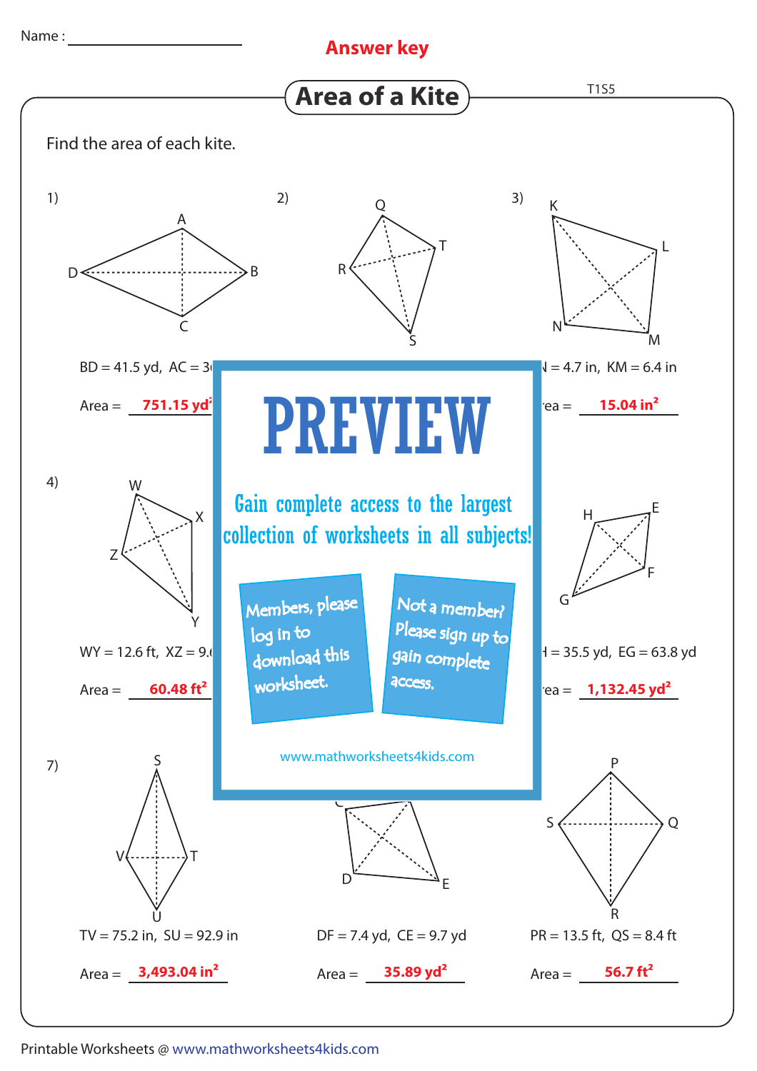Name : ____________________

**Answer key**

# Area of a Kite

T1S5

Find the area of each kite.

1) BD = 41.5 yd, AC = 3

Area = **751.15 yd²**

2)

3) N = 4.7 in, KM = 6.4 in

Area = **15.04 in²**

4) WY = 12.6 ft, XZ = 9.

Area = **60.48 ft²**

5)

6) H = 35.5 yd, EG = 63.8 yd

Area = **1,132.45 yd²**

7) TV = 75.2 in, SU = 92.9 in

Area = **3,493.04 in²**

8) DF = 7.4 yd, CE = 9.7 yd

Area = **35.89 yd²**

9) PR = 13.5 ft, QS = 8.4 ft

Area = **56.7 ft²**

PREVIEW

Gain complete access to the largest collection of worksheets in all subjects!

Members, please log in to download this worksheet.

Not a member? Please sign up to gain complete access.

www.mathworksheets4kids.com

Printable Worksheets @ www.mathworksheets4kids.com